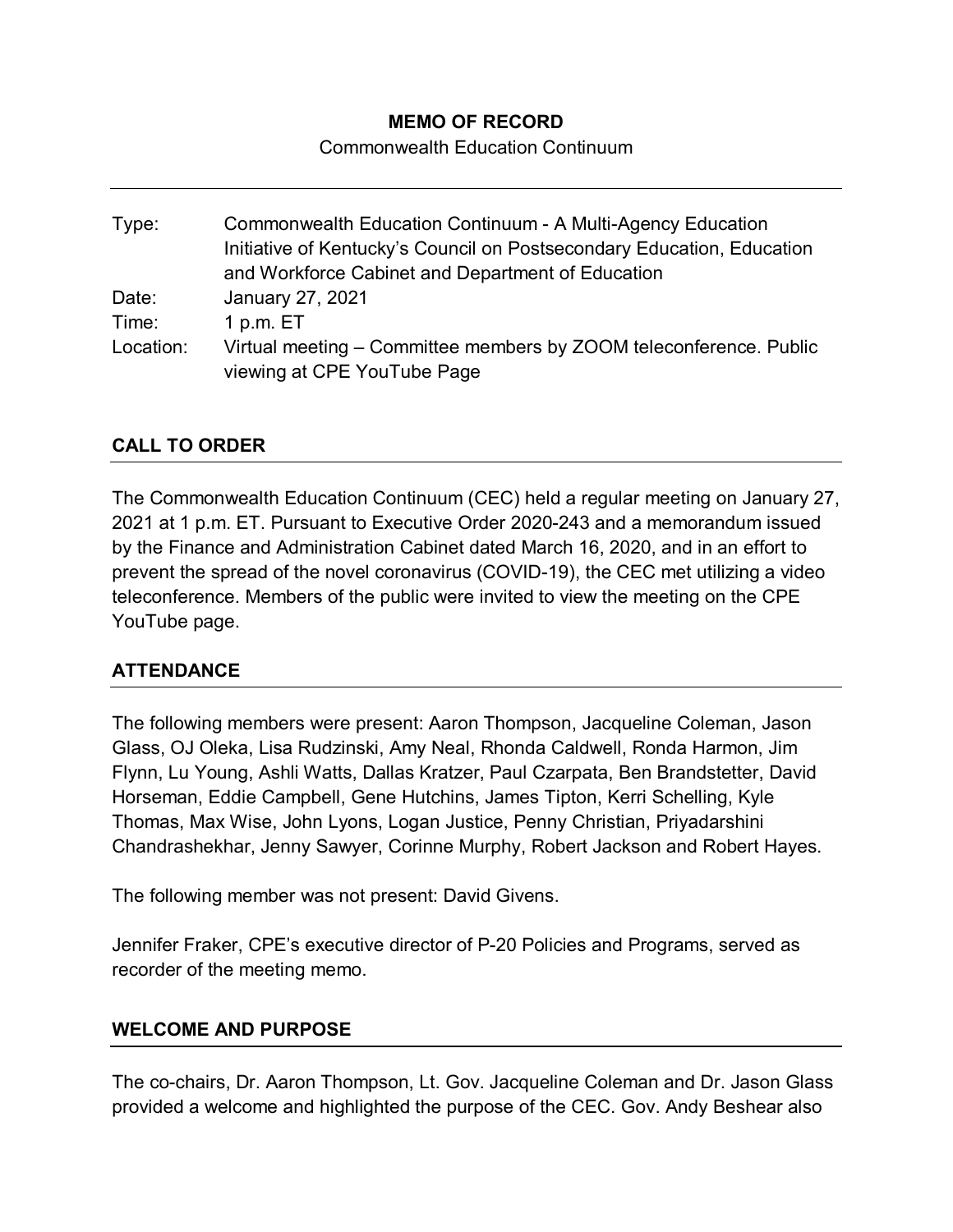**MEMO OF RECORD**

Commonwealth Education Continuum

| | |
|---|---|
| Type: | Commonwealth Education Continuum - A Multi-Agency Education Initiative of Kentucky's Council on Postsecondary Education, Education and Workforce Cabinet and Department of Education |
| Date: | January 27, 2021 |
| Time: | 1 p.m. ET |
| Location: | Virtual meeting – Committee members by ZOOM teleconference. Public viewing at CPE YouTube Page |

## CALL TO ORDER

The Commonwealth Education Continuum (CEC) held a regular meeting on January 27, 2021 at 1 p.m. ET. Pursuant to Executive Order 2020-243 and a memorandum issued by the Finance and Administration Cabinet dated March 16, 2020, and in an effort to prevent the spread of the novel coronavirus (COVID-19), the CEC met utilizing a video teleconference. Members of the public were invited to view the meeting on the CPE YouTube page.

## ATTENDANCE

The following members were present: Aaron Thompson, Jacqueline Coleman, Jason Glass, OJ Oleka, Lisa Rudzinski, Amy Neal, Rhonda Caldwell, Ronda Harmon, Jim Flynn, Lu Young, Ashli Watts, Dallas Kratzer, Paul Czarpata, Ben Brandstetter, David Horseman, Eddie Campbell, Gene Hutchins, James Tipton, Kerri Schelling, Kyle Thomas, Max Wise, John Lyons, Logan Justice, Penny Christian, Priyadarshini Chandrashekhar, Jenny Sawyer, Corinne Murphy, Robert Jackson and Robert Hayes.

The following member was not present: David Givens.

Jennifer Fraker, CPE's executive director of P-20 Policies and Programs, served as recorder of the meeting memo.

## WELCOME AND PURPOSE

The co-chairs, Dr. Aaron Thompson, Lt. Gov. Jacqueline Coleman and Dr. Jason Glass provided a welcome and highlighted the purpose of the CEC. Gov. Andy Beshear also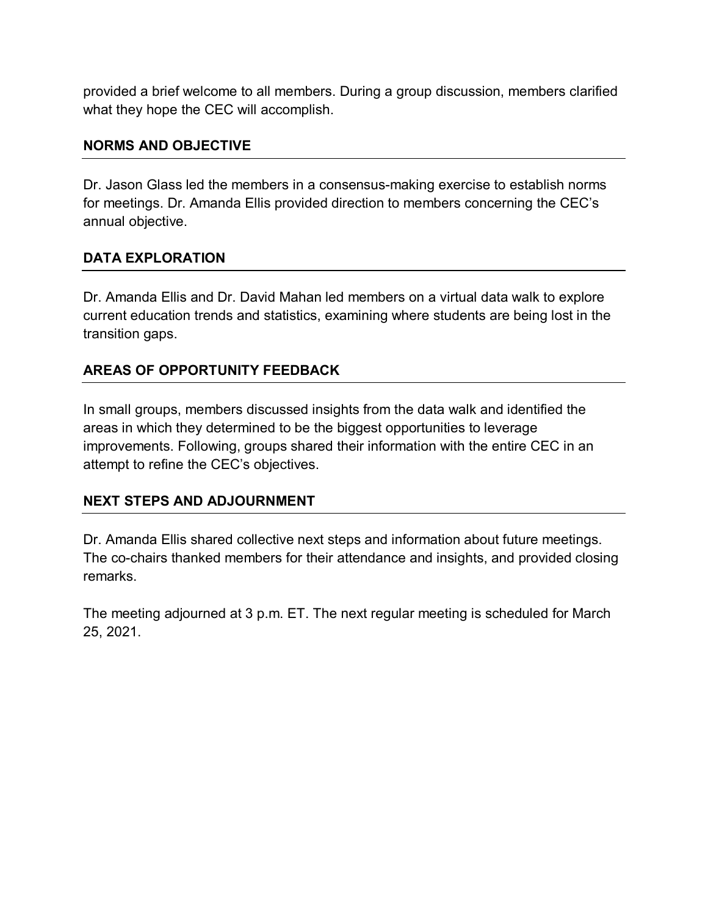provided a brief welcome to all members. During a group discussion, members clarified what they hope the CEC will accomplish.

## NORMS AND OBJECTIVE

Dr. Jason Glass led the members in a consensus-making exercise to establish norms for meetings. Dr. Amanda Ellis provided direction to members concerning the CEC's annual objective.

## DATA EXPLORATION

Dr. Amanda Ellis and Dr. David Mahan led members on a virtual data walk to explore current education trends and statistics, examining where students are being lost in the transition gaps.

## AREAS OF OPPORTUNITY FEEDBACK

In small groups, members discussed insights from the data walk and identified the areas in which they determined to be the biggest opportunities to leverage improvements. Following, groups shared their information with the entire CEC in an attempt to refine the CEC's objectives.

## NEXT STEPS AND ADJOURNMENT

Dr. Amanda Ellis shared collective next steps and information about future meetings. The co-chairs thanked members for their attendance and insights, and provided closing remarks.

The meeting adjourned at 3 p.m. ET. The next regular meeting is scheduled for March 25, 2021.